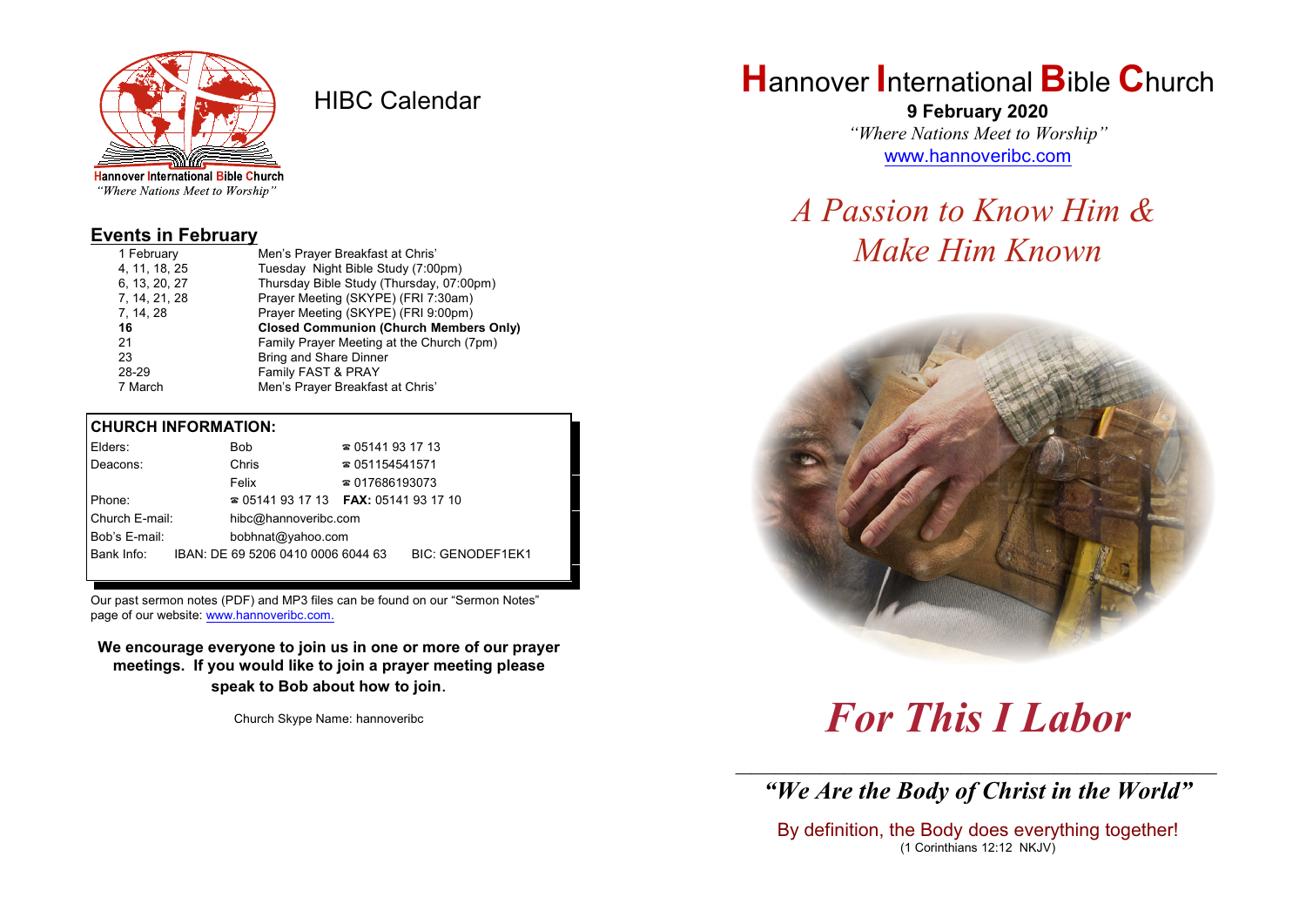Hannover International Bible Church
*"Where Nations Meet to Worship"*

# HIBC Calendar

## Events in February

| | |
|---|---|
| 1 February | Men's Prayer Breakfast at Chris' |
| 4, 11, 18, 25 | Tuesday Night Bible Study (7:00pm) |
| 6, 13, 20, 27 | Thursday Bible Study (Thursday, 07:00pm) |
| 7, 14, 21, 28 | Prayer Meeting (SKYPE) (FRI 7:30am) |
| 7, 14, 28 | Prayer Meeting (SKYPE) (FRI 9:00pm) |
| **16** | **Closed Communion (Church Members Only)** |
| 21 | Family Prayer Meeting at the Church (7pm) |
| 23 | Bring and Share Dinner |
| 28-29 | Family FAST & PRAY |
| 7 March | Men's Prayer Breakfast at Chris' |

## CHURCH INFORMATION:

| | | |
|---|---|---|
| Elders: | Bob | ☎ 05141 93 17 13 |
| Deacons: | Chris | ☎ 051154541571 |
| | Felix | ☎ 017686193073 |
| Phone: | ☎ 05141 93 17 13 | **FAX:** 05141 93 17 10 |
| Church E-mail: | hibc@hannoveribc.com | |
| Bob's E-mail: | bobhnat@yahoo.com | |
| Bank Info: | IBAN: DE 69 5206 0410 0006 6044 63 | BIC: GENODEF1EK1 |

Our past sermon notes (PDF) and MP3 files can be found on our "Sermon Notes" page of our website: www.hannoveribc.com.

**We encourage everyone to join us in one or more of our prayer meetings. If you would like to join a prayer meeting please speak to Bob about how to join.**

Church Skype Name: hannoveribc

# Hannover International Bible Church

**9 February 2020**

*"Where Nations Meet to Worship"*

www.hannoveribc.com

## *A Passion to Know Him & Make Him Known*

# *For This I Labor*

---

### *"We Are the Body of Christ in the World"*

By definition, the Body does everything together!
(1 Corinthians 12:12 NKJV)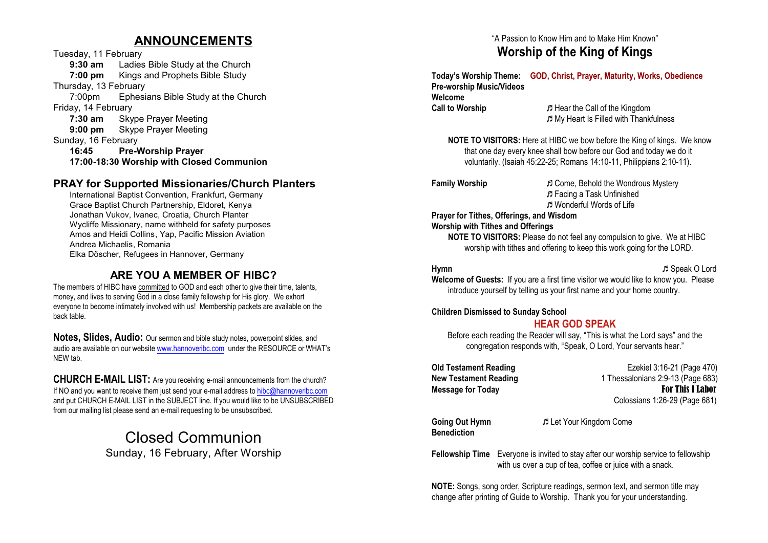# ANNOUNCEMENTS

Tuesday, 11 February

- **9:30 am** Ladies Bible Study at the Church
- **7:00 pm** Kings and Prophets Bible Study

Thursday, 13 February

- 7:00pm Ephesians Bible Study at the Church

Friday, 14 February

- **7:30 am** Skype Prayer Meeting
- **9:00 pm** Skype Prayer Meeting

Sunday, 16 February

- **16:45 Pre-Worship Prayer**
- **17:00-18:30 Worship with Closed Communion**

## PRAY for Supported Missionaries/Church Planters

International Baptist Convention, Frankfurt, Germany
Grace Baptist Church Partnership, Eldoret, Kenya
Jonathan Vukov, Ivanec, Croatia, Church Planter
Wycliffe Missionary, name withheld for safety purposes
Amos and Heidi Collins, Yap, Pacific Mission Aviation
Andrea Michaelis, Romania
Elka Döscher, Refugees in Hannover, Germany

## ARE YOU A MEMBER OF HIBC?

The members of HIBC have committed to GOD and each other to give their time, talents, money, and lives to serving God in a close family fellowship for His glory. We exhort everyone to become intimately involved with us! Membership packets are available on the back table.

**Notes, Slides, Audio:** Our sermon and bible study notes, powerpoint slides, and audio are available on our website www.hannoveribc.com under the RESOURCE or WHAT's NEW tab.

**CHURCH E-MAIL LIST:** Are you receiving e-mail announcements from the church? If NO and you want to receive them just send your e-mail address to hibc@hannoveribc.com and put CHURCH E-MAIL LIST in the SUBJECT line. If you would like to be UNSUBSCRIBED from our mailing list please send an e-mail requesting to be unsubscribed.

## Closed Communion

Sunday, 16 February, After Worship

"A Passion to Know Him and to Make Him Known"

# Worship of the King of Kings

**Today's Worship Theme:** **GOD, Christ, Prayer, Maturity, Works, Obedience**

**Pre-worship Music/Videos**

**Welcome**

**Call to Worship** ♫ Hear the Call of the Kingdom
♫ My Heart Is Filled with Thankfulness

**NOTE TO VISITORS:** Here at HIBC we bow before the King of kings. We know that one day every knee shall bow before our God and today we do it voluntarily. (Isaiah 45:22-25; Romans 14:10-11, Philippians 2:10-11).

**Family Worship** ♫ Come, Behold the Wondrous Mystery
♫ Facing a Task Unfinished
♫ Wonderful Words of Life

**Prayer for Tithes, Offerings, and Wisdom**

**Worship with Tithes and Offerings**

**NOTE TO VISITORS:** Please do not feel any compulsion to give. We at HIBC worship with tithes and offering to keep this work going for the LORD.

**Hymn** ♫ Speak O Lord

**Welcome of Guests:** If you are a first time visitor we would like to know you. Please introduce yourself by telling us your first name and your home country.

**Children Dismissed to Sunday School**

## HEAR GOD SPEAK

Before each reading the Reader will say, "This is what the Lord says" and the congregation responds with, "Speak, O Lord, Your servants hear."

**Old Testament Reading** Ezekiel 3:16-21 (Page 470)

**New Testament Reading** 1 Thessalonians 2:9-13 (Page 683)

**Message for Today** **For This I Labor**
Colossians 1:26-29 (Page 681)

**Going Out Hymn** ♫ Let Your Kingdom Come

**Benediction**

**Fellowship Time** Everyone is invited to stay after our worship service to fellowship with us over a cup of tea, coffee or juice with a snack.

**NOTE:** Songs, song order, Scripture readings, sermon text, and sermon title may change after printing of Guide to Worship. Thank you for your understanding.